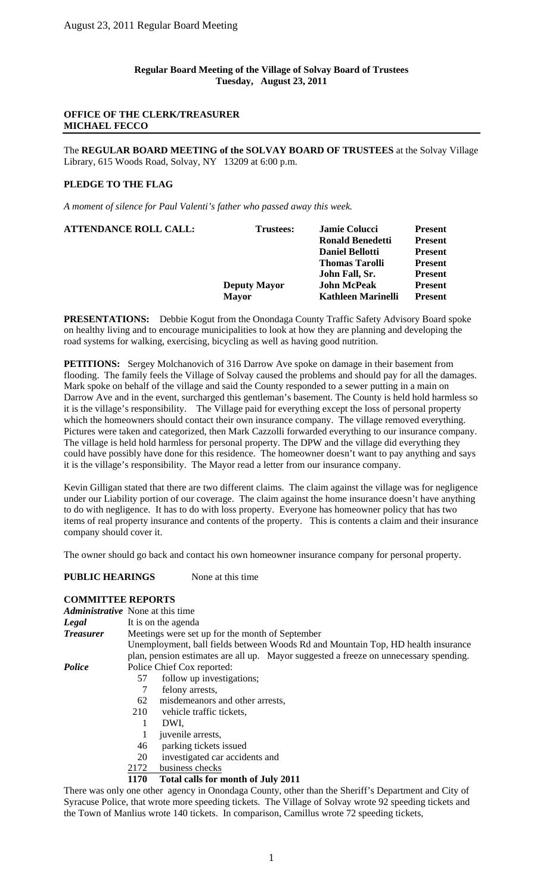**Regular Board Meeting of the Village of Solvay Board of Trustees**
**Tuesday, August 23, 2011**

**OFFICE OF THE CLERK/TREASURER**
**MICHAEL FECCO**

The **REGULAR BOARD MEETING of the SOLVAY BOARD OF TRUSTEES** at the Solvay Village Library, 615 Woods Road, Solvay, NY 13209 at 6:00 p.m.

**PLEDGE TO THE FLAG**

*A moment of silence for Paul Valenti's father who passed away this week.*

| **ATTENDANCE ROLL CALL:** | **Trustees:** | **Jamie Colucci** | **Present** |
|---|---|---|---|
| | | **Ronald Benedetti** | **Present** |
| | | **Daniel Bellotti** | **Present** |
| | | **Thomas Tarolli** | **Present** |
| | | **John Fall, Sr.** | **Present** |
| | **Deputy Mayor** | **John McPeak** | **Present** |
| | **Mayor** | **Kathleen Marinelli** | **Present** |

**PRESENTATIONS:** Debbie Kogut from the Onondaga County Traffic Safety Advisory Board spoke on healthy living and to encourage municipalities to look at how they are planning and developing the road systems for walking, exercising, bicycling as well as having good nutrition.

**PETITIONS:** Sergey Molchanovich of 316 Darrow Ave spoke on damage in their basement from flooding. The family feels the Village of Solvay caused the problems and should pay for all the damages. Mark spoke on behalf of the village and said the County responded to a sewer putting in a main on Darrow Ave and in the event, surcharged this gentleman's basement. The County is held hold harmless so it is the village's responsibility. The Village paid for everything except the loss of personal property which the homeowners should contact their own insurance company. The village removed everything. Pictures were taken and categorized, then Mark Cazzolli forwarded everything to our insurance company. The village is held hold harmless for personal property. The DPW and the village did everything they could have possibly have done for this residence. The homeowner doesn't want to pay anything and says it is the village's responsibility. The Mayor read a letter from our insurance company.

Kevin Gilligan stated that there are two different claims. The claim against the village was for negligence under our Liability portion of our coverage. The claim against the home insurance doesn't have anything to do with negligence. It has to do with loss property. Everyone has homeowner policy that has two items of real property insurance and contents of the property. This is contents a claim and their insurance company should cover it.

The owner should go back and contact his own homeowner insurance company for personal property.

**PUBLIC HEARINGS** None at this time

**COMMITTEE REPORTS**

***Administrative*** None at this time

***Legal*** It is on the agenda

***Treasurer*** Meetings were set up for the month of September
Unemployment, ball fields between Woods Rd and Mountain Top, HD health insurance plan, pension estimates are all up. Mayor suggested a freeze on unnecessary spending.

***Police*** Police Chief Cox reported:

| | |
|---|---|
| 57 | follow up investigations; |
| 7 | felony arrests, |
| 62 | misdemeanors and other arrests, |
| 210 | vehicle traffic tickets, |
| 1 | DWI, |
| 1 | juvenile arrests, |
| 46 | parking tickets issued |
| 20 | investigated car accidents and |
| 2172 | business checks |
| **1170** | **Total calls for month of July 2011** |

There was only one other agency in Onondaga County, other than the Sheriff's Department and City of Syracuse Police, that wrote more speeding tickets. The Village of Solvay wrote 92 speeding tickets and the Town of Manlius wrote 140 tickets. In comparison, Camillus wrote 72 speeding tickets,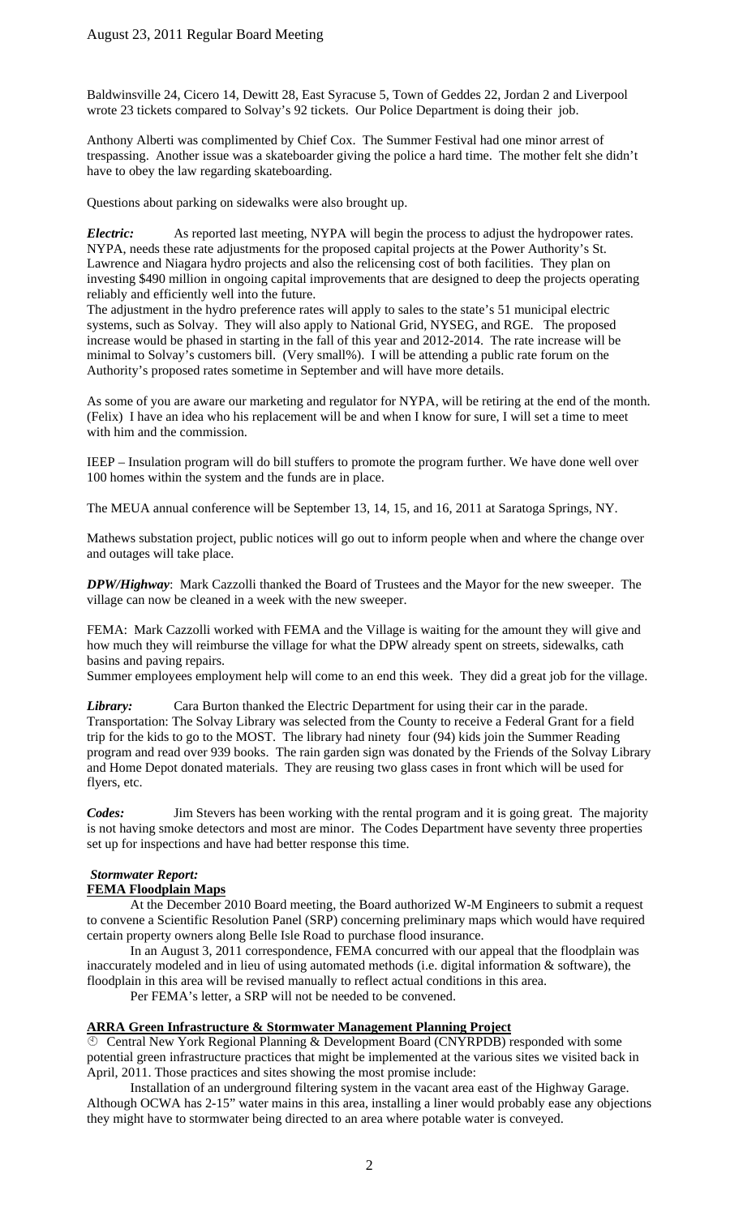Baldwinsville 24, Cicero 14, Dewitt 28, East Syracuse 5, Town of Geddes 22, Jordan 2 and Liverpool wrote 23 tickets compared to Solvay's 92 tickets. Our Police Department is doing their job.

Anthony Alberti was complimented by Chief Cox. The Summer Festival had one minor arrest of trespassing. Another issue was a skateboarder giving the police a hard time. The mother felt she didn't have to obey the law regarding skateboarding.

Questions about parking on sidewalks were also brought up.

***Electric:*** As reported last meeting, NYPA will begin the process to adjust the hydropower rates. NYPA, needs these rate adjustments for the proposed capital projects at the Power Authority's St. Lawrence and Niagara hydro projects and also the relicensing cost of both facilities. They plan on investing $490 million in ongoing capital improvements that are designed to deep the projects operating reliably and efficiently well into the future.
The adjustment in the hydro preference rates will apply to sales to the state's 51 municipal electric systems, such as Solvay. They will also apply to National Grid, NYSEG, and RGE. The proposed increase would be phased in starting in the fall of this year and 2012-2014. The rate increase will be minimal to Solvay's customers bill. (Very small%). I will be attending a public rate forum on the Authority's proposed rates sometime in September and will have more details.

As some of you are aware our marketing and regulator for NYPA, will be retiring at the end of the month. (Felix) I have an idea who his replacement will be and when I know for sure, I will set a time to meet with him and the commission.

IEEP – Insulation program will do bill stuffers to promote the program further. We have done well over 100 homes within the system and the funds are in place.

The MEUA annual conference will be September 13, 14, 15, and 16, 2011 at Saratoga Springs, NY.

Mathews substation project, public notices will go out to inform people when and where the change over and outages will take place.

***DPW/Highway***: Mark Cazzolli thanked the Board of Trustees and the Mayor for the new sweeper. The village can now be cleaned in a week with the new sweeper.

FEMA: Mark Cazzolli worked with FEMA and the Village is waiting for the amount they will give and how much they will reimburse the village for what the DPW already spent on streets, sidewalks, cath basins and paving repairs.
Summer employees employment help will come to an end this week. They did a great job for the village.

***Library:*** Cara Burton thanked the Electric Department for using their car in the parade. Transportation: The Solvay Library was selected from the County to receive a Federal Grant for a field trip for the kids to go to the MOST. The library had ninety four (94) kids join the Summer Reading program and read over 939 books. The rain garden sign was donated by the Friends of the Solvay Library and Home Depot donated materials. They are reusing two glass cases in front which will be used for flyers, etc.

***Codes:*** Jim Stevers has been working with the rental program and it is going great. The majority is not having smoke detectors and most are minor. The Codes Department have seventy three properties set up for inspections and have had better response this time.

***Stormwater Report:***

**FEMA Floodplain Maps**

At the December 2010 Board meeting, the Board authorized W-M Engineers to submit a request to convene a Scientific Resolution Panel (SRP) concerning preliminary maps which would have required certain property owners along Belle Isle Road to purchase flood insurance.

In an August 3, 2011 correspondence, FEMA concurred with our appeal that the floodplain was inaccurately modeled and in lieu of using automated methods (i.e. digital information & software), the floodplain in this area will be revised manually to reflect actual conditions in this area.

Per FEMA's letter, a SRP will not be needed to be convened.

**ARRA Green Infrastructure & Stormwater Management Planning Project**

- Central New York Regional Planning & Development Board (CNYRPDB) responded with some potential green infrastructure practices that might be implemented at the various sites we visited back in April, 2011. Those practices and sites showing the most promise include:

Installation of an underground filtering system in the vacant area east of the Highway Garage. Although OCWA has 2-15" water mains in this area, installing a liner would probably ease any objections they might have to stormwater being directed to an area where potable water is conveyed.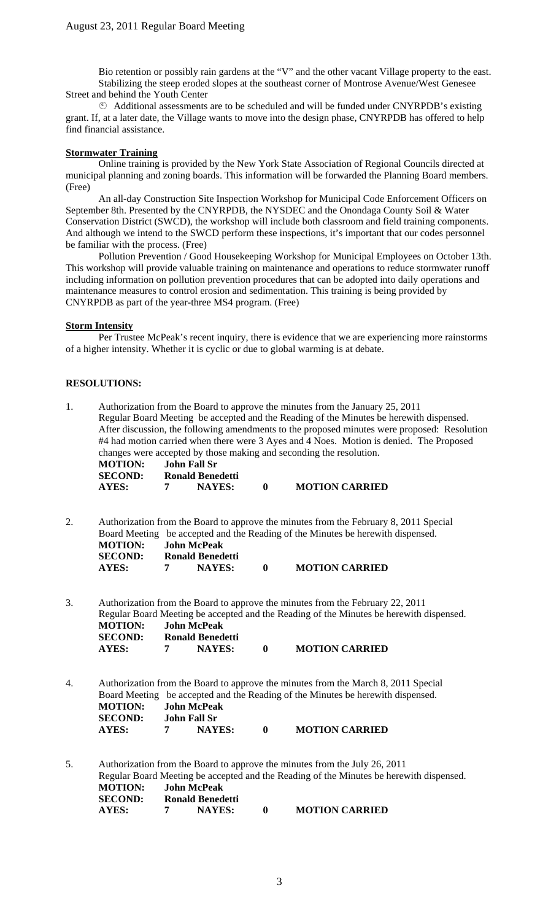Bio retention or possibly rain gardens at the "V" and the other vacant Village property to the east.

Stabilizing the steep eroded slopes at the southeast corner of Montrose Avenue/West Genesee Street and behind the Youth Center

⌚ Additional assessments are to be scheduled and will be funded under CNYRPDB's existing grant. If, at a later date, the Village wants to move into the design phase, CNYRPDB has offered to help find financial assistance.

**Stormwater Training**

Online training is provided by the New York State Association of Regional Councils directed at municipal planning and zoning boards. This information will be forwarded the Planning Board members. (Free)

An all-day Construction Site Inspection Workshop for Municipal Code Enforcement Officers on September 8th. Presented by the CNYRPDB, the NYSDEC and the Onondaga County Soil & Water Conservation District (SWCD), the workshop will include both classroom and field training components. And although we intend to the SWCD perform these inspections, it's important that our codes personnel be familiar with the process. (Free)

Pollution Prevention / Good Housekeeping Workshop for Municipal Employees on October 13th. This workshop will provide valuable training on maintenance and operations to reduce stormwater runoff including information on pollution prevention procedures that can be adopted into daily operations and maintenance measures to control erosion and sedimentation. This training is being provided by CNYRPDB as part of the year-three MS4 program. (Free)

**Storm Intensity**

Per Trustee McPeak's recent inquiry, there is evidence that we are experiencing more rainstorms of a higher intensity. Whether it is cyclic or due to global warming is at debate.

**RESOLUTIONS:**

1. Authorization from the Board to approve the minutes from the January 25, 2011 Regular Board Meeting be accepted and the Reading of the Minutes be herewith dispensed. After discussion, the following amendments to the proposed minutes were proposed: Resolution #4 had motion carried when there were 3 Ayes and 4 Noes. Motion is denied. The Proposed changes were accepted by those making and seconding the resolution.

   **MOTION:** **John Fall Sr**
   **SECOND:** **Ronald Benedetti**
   **AYES:** **7** **NAYES:** **0** **MOTION CARRIED**

2. Authorization from the Board to approve the minutes from the February 8, 2011 Special Board Meeting be accepted and the Reading of the Minutes be herewith dispensed.

   **MOTION:** **John McPeak**
   **SECOND:** **Ronald Benedetti**
   **AYES:** **7** **NAYES:** **0** **MOTION CARRIED**

3. Authorization from the Board to approve the minutes from the February 22, 2011 Regular Board Meeting be accepted and the Reading of the Minutes be herewith dispensed.

   **MOTION:** **John McPeak**
   **SECOND:** **Ronald Benedetti**
   **AYES:** **7** **NAYES:** **0** **MOTION CARRIED**

4. Authorization from the Board to approve the minutes from the March 8, 2011 Special Board Meeting be accepted and the Reading of the Minutes be herewith dispensed.

   **MOTION:** **John McPeak**
   **SECOND:** **John Fall Sr**
   **AYES:** **7** **NAYES:** **0** **MOTION CARRIED**

5. Authorization from the Board to approve the minutes from the July 26, 2011 Regular Board Meeting be accepted and the Reading of the Minutes be herewith dispensed.

   **MOTION:** **John McPeak**
   **SECOND:** **Ronald Benedetti**
   **AYES:** **7** **NAYES:** **0** **MOTION CARRIED**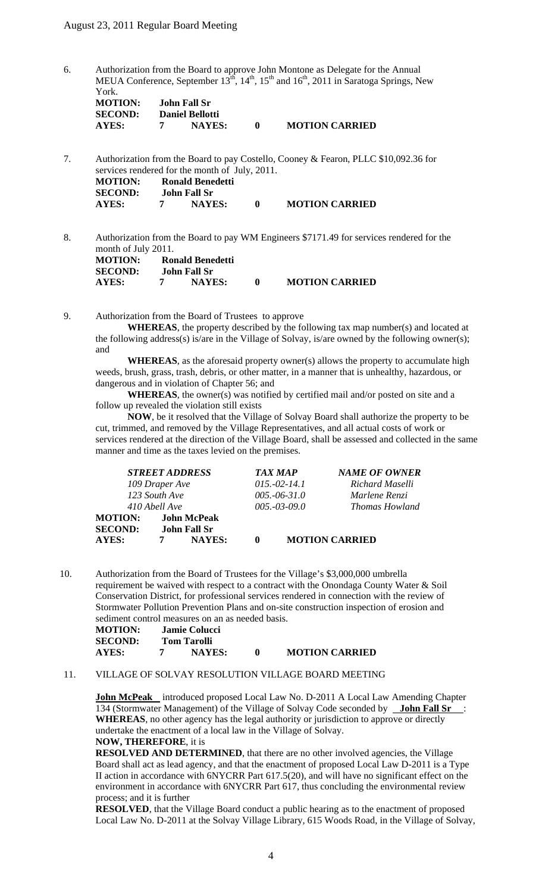6. Authorization from the Board to approve John Montone as Delegate for the Annual MEUA Conference, September 13th, 14th, 15th and 16th, 2011 in Saratoga Springs, New York.

**MOTION:** **John Fall Sr**
**SECOND:** **Daniel Bellotti**
**AYES:** **7** **NAYES:** **0** **MOTION CARRIED**

7. Authorization from the Board to pay Costello, Cooney & Fearon, PLLC $10,092.36 for services rendered for the month of July, 2011.

**MOTION:** **Ronald Benedetti**
**SECOND:** **John Fall Sr**
**AYES:** **7** **NAYES:** **0** **MOTION CARRIED**

8. Authorization from the Board to pay WM Engineers $7171.49 for services rendered for the month of July 2011.

**MOTION:** **Ronald Benedetti**
**SECOND:** **John Fall Sr**
**AYES:** **7** **NAYES:** **0** **MOTION CARRIED**

9. Authorization from the Board of Trustees to approve

**WHEREAS**, the property described by the following tax map number(s) and located at the following address(s) is/are in the Village of Solvay, is/are owned by the following owner(s); and

**WHEREAS**, as the aforesaid property owner(s) allows the property to accumulate high weeds, brush, grass, trash, debris, or other matter, in a manner that is unhealthy, hazardous, or dangerous and in violation of Chapter 56; and

**WHEREAS**, the owner(s) was notified by certified mail and/or posted on site and a follow up revealed the violation still exists

**NOW**, be it resolved that the Village of Solvay Board shall authorize the property to be cut, trimmed, and removed by the Village Representatives, and all actual costs of work or services rendered at the direction of the Village Board, shall be assessed and collected in the same manner and time as the taxes levied on the premises.

| ***STREET ADDRESS*** | ***TAX MAP*** | ***NAME OF OWNER*** |
|---|---|---|
| *109 Draper Ave* | *015.-02-14.1* | *Richard Maselli* |
| *123 South Ave* | *005.-06-31.0* | *Marlene Renzi* |
| *410 Abell Ave* | *005.-03-09.0* | *Thomas Howland* |

**MOTION:** **John McPeak**
**SECOND:** **John Fall Sr**
**AYES:** **7** **NAYES:** **0** **MOTION CARRIED**

10. Authorization from the Board of Trustees for the Village's $3,000,000 umbrella requirement be waived with respect to a contract with the Onondaga County Water & Soil Conservation District, for professional services rendered in connection with the review of Stormwater Pollution Prevention Plans and on-site construction inspection of erosion and sediment control measures on an as needed basis.

**MOTION:** **Jamie Colucci**
**SECOND:** **Tom Tarolli**
**AYES:** **7** **NAYES:** **0** **MOTION CARRIED**

11. VILLAGE OF SOLVAY RESOLUTION VILLAGE BOARD MEETING

**John McPeak** introduced proposed Local Law No. D-2011 A Local Law Amending Chapter 134 (Stormwater Management) of the Village of Solvay Code seconded by **John Fall Sr** :
**WHEREAS**, no other agency has the legal authority or jurisdiction to approve or directly undertake the enactment of a local law in the Village of Solvay.
**NOW, THEREFORE**, it is
**RESOLVED AND DETERMINED**, that there are no other involved agencies, the Village Board shall act as lead agency, and that the enactment of proposed Local Law D-2011 is a Type II action in accordance with 6NYCRR Part 617.5(20), and will have no significant effect on the environment in accordance with 6NYCRR Part 617, thus concluding the environmental review process; and it is further
**RESOLVED**, that the Village Board conduct a public hearing as to the enactment of proposed Local Law No. D-2011 at the Solvay Village Library, 615 Woods Road, in the Village of Solvay,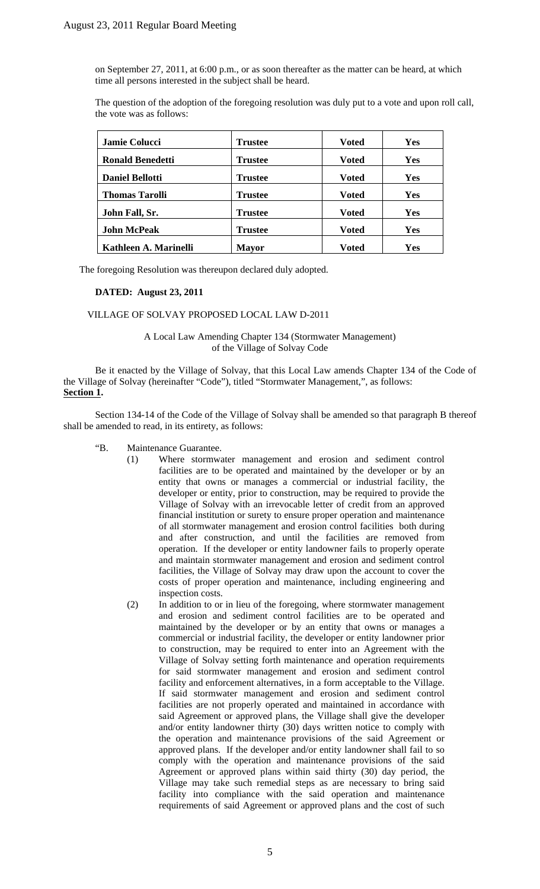on September 27, 2011, at 6:00 p.m., or as soon thereafter as the matter can be heard, at which time all persons interested in the subject shall be heard.

The question of the adoption of the foregoing resolution was duly put to a vote and upon roll call, the vote was as follows:

| | | | |
|---|---|---|---|
| **Jamie Colucci** | **Trustee** | **Voted** | **Yes** |
| **Ronald Benedetti** | **Trustee** | **Voted** | **Yes** |
| **Daniel Bellotti** | **Trustee** | **Voted** | **Yes** |
| **Thomas Tarolli** | **Trustee** | **Voted** | **Yes** |
| **John Fall, Sr.** | **Trustee** | **Voted** | **Yes** |
| **John McPeak** | **Trustee** | **Voted** | **Yes** |
| **Kathleen A. Marinelli** | **Mayor** | **Voted** | **Yes** |

The foregoing Resolution was thereupon declared duly adopted.

**DATED: August 23, 2011**

VILLAGE OF SOLVAY PROPOSED LOCAL LAW D-2011

A Local Law Amending Chapter 134 (Stormwater Management) of the Village of Solvay Code

Be it enacted by the Village of Solvay, that this Local Law amends Chapter 134 of the Code of the Village of Solvay (hereinafter "Code"), titled "Stormwater Management,", as follows:

**Section 1.**

Section 134-14 of the Code of the Village of Solvay shall be amended so that paragraph B thereof shall be amended to read, in its entirety, as follows:

"B. Maintenance Guarantee.

(1) Where stormwater management and erosion and sediment control facilities are to be operated and maintained by the developer or by an entity that owns or manages a commercial or industrial facility, the developer or entity, prior to construction, may be required to provide the Village of Solvay with an irrevocable letter of credit from an approved financial institution or surety to ensure proper operation and maintenance of all stormwater management and erosion control facilities both during and after construction, and until the facilities are removed from operation. If the developer or entity landowner fails to properly operate and maintain stormwater management and erosion and sediment control facilities, the Village of Solvay may draw upon the account to cover the costs of proper operation and maintenance, including engineering and inspection costs.

(2) In addition to or in lieu of the foregoing, where stormwater management and erosion and sediment control facilities are to be operated and maintained by the developer or by an entity that owns or manages a commercial or industrial facility, the developer or entity landowner prior to construction, may be required to enter into an Agreement with the Village of Solvay setting forth maintenance and operation requirements for said stormwater management and erosion and sediment control facility and enforcement alternatives, in a form acceptable to the Village. If said stormwater management and erosion and sediment control facilities are not properly operated and maintained in accordance with said Agreement or approved plans, the Village shall give the developer and/or entity landowner thirty (30) days written notice to comply with the operation and maintenance provisions of the said Agreement or approved plans. If the developer and/or entity landowner shall fail to so comply with the operation and maintenance provisions of the said Agreement or approved plans within said thirty (30) day period, the Village may take such remedial steps as are necessary to bring said facility into compliance with the said operation and maintenance requirements of said Agreement or approved plans and the cost of such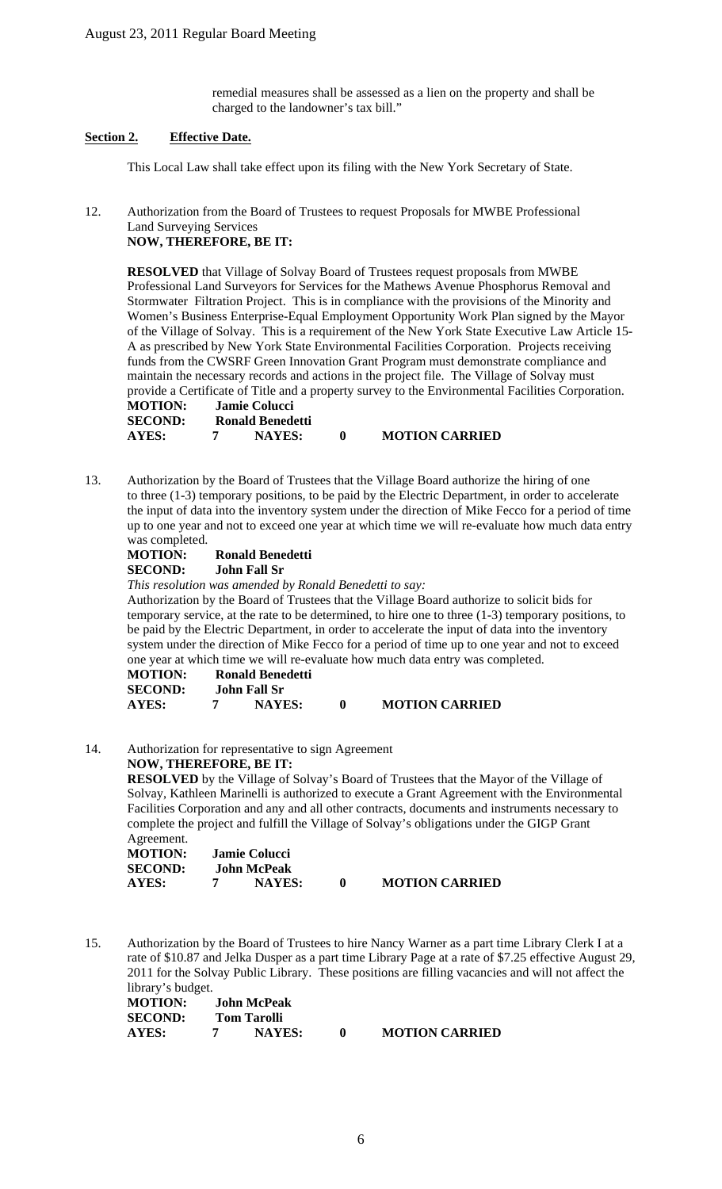remedial measures shall be assessed as a lien on the property and shall be charged to the landowner's tax bill."

**Section 2. Effective Date.**

This Local Law shall take effect upon its filing with the New York Secretary of State.

12. Authorization from the Board of Trustees to request Proposals for MWBE Professional Land Surveying Services
**NOW, THEREFORE, BE IT:**

**RESOLVED** that Village of Solvay Board of Trustees request proposals from MWBE Professional Land Surveyors for Services for the Mathews Avenue Phosphorus Removal and Stormwater Filtration Project. This is in compliance with the provisions of the Minority and Women's Business Enterprise-Equal Employment Opportunity Work Plan signed by the Mayor of the Village of Solvay. This is a requirement of the New York State Executive Law Article 15-A as prescribed by New York State Environmental Facilities Corporation. Projects receiving funds from the CWSRF Green Innovation Grant Program must demonstrate compliance and maintain the necessary records and actions in the project file. The Village of Solvay must provide a Certificate of Title and a property survey to the Environmental Facilities Corporation.

**MOTION:** **Jamie Colucci**
**SECOND:** **Ronald Benedetti**
**AYES: 7 NAYES: 0 MOTION CARRIED**

13. Authorization by the Board of Trustees that the Village Board authorize the hiring of one to three (1-3) temporary positions, to be paid by the Electric Department, in order to accelerate the input of data into the inventory system under the direction of Mike Fecco for a period of time up to one year and not to exceed one year at which time we will re-evaluate how much data entry was completed.

**MOTION:** **Ronald Benedetti**
**SECOND:** **John Fall Sr**

*This resolution was amended by Ronald Benedetti to say:*

Authorization by the Board of Trustees that the Village Board authorize to solicit bids for temporary service, at the rate to be determined, to hire one to three (1-3) temporary positions, to be paid by the Electric Department, in order to accelerate the input of data into the inventory system under the direction of Mike Fecco for a period of time up to one year and not to exceed one year at which time we will re-evaluate how much data entry was completed.

**MOTION:** **Ronald Benedetti**
**SECOND:** **John Fall Sr**
**AYES: 7 NAYES: 0 MOTION CARRIED**

14. Authorization for representative to sign Agreement
**NOW, THEREFORE, BE IT:**

**RESOLVED** by the Village of Solvay's Board of Trustees that the Mayor of the Village of Solvay, Kathleen Marinelli is authorized to execute a Grant Agreement with the Environmental Facilities Corporation and any and all other contracts, documents and instruments necessary to complete the project and fulfill the Village of Solvay's obligations under the GIGP Grant Agreement.

**MOTION:** **Jamie Colucci**
**SECOND:** **John McPeak**
**AYES: 7 NAYES: 0 MOTION CARRIED**

15. Authorization by the Board of Trustees to hire Nancy Warner as a part time Library Clerk I at a rate of $10.87 and Jelka Dusper as a part time Library Page at a rate of $7.25 effective August 29, 2011 for the Solvay Public Library. These positions are filling vacancies and will not affect the library's budget.

**MOTION:** **John McPeak**
**SECOND:** **Tom Tarolli**
**AYES: 7 NAYES: 0 MOTION CARRIED**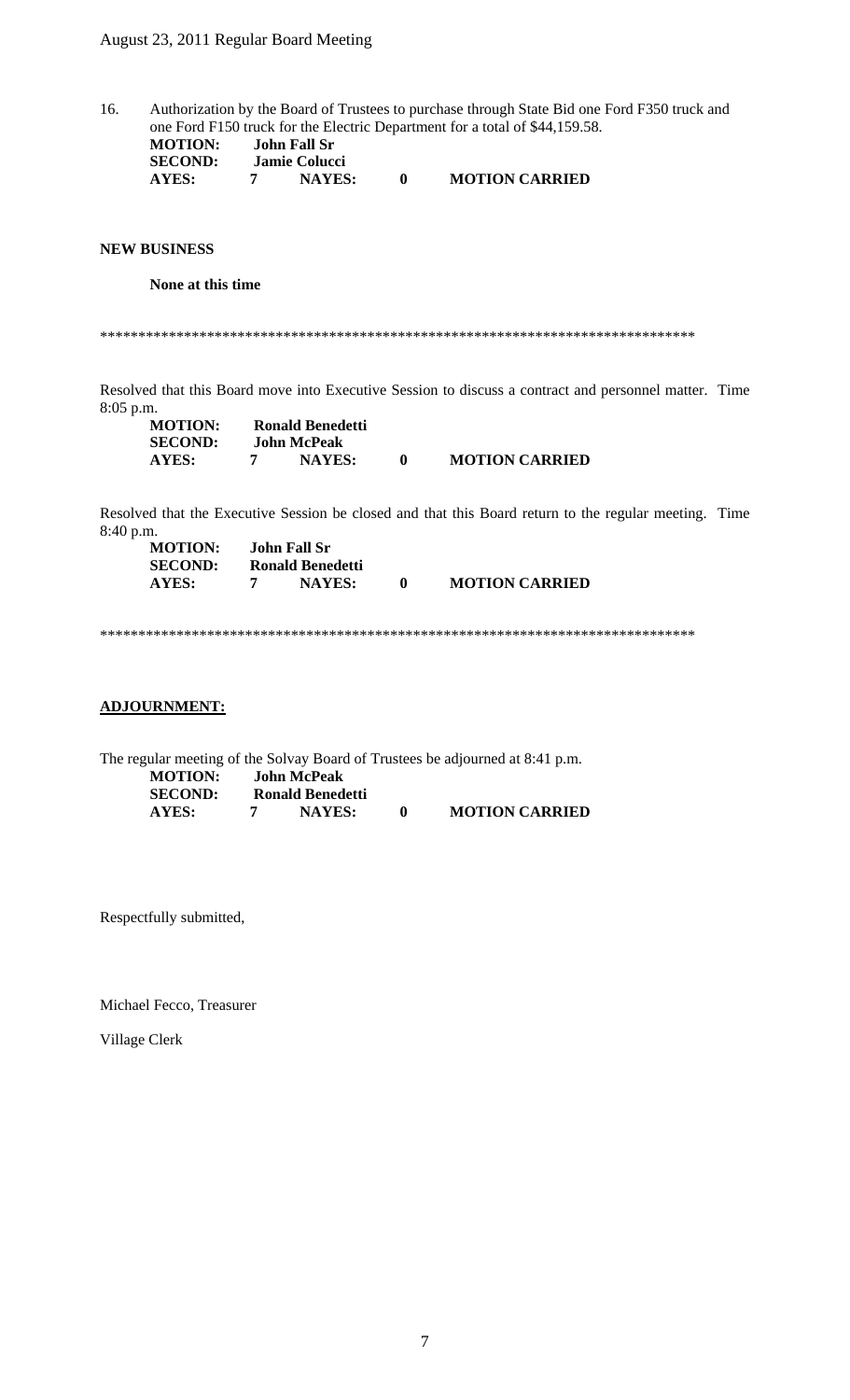16. Authorization by the Board of Trustees to purchase through State Bid one Ford F350 truck and one Ford F150 truck for the Electric Department for a total of $44,159.58.

**MOTION:** **John Fall Sr**
**SECOND:** **Jamie Colucci**
**AYES:** **7** **NAYES:** **0** **MOTION CARRIED**

**NEW BUSINESS**

**None at this time**

********************************************************************************

Resolved that this Board move into Executive Session to discuss a contract and personnel matter. Time 8:05 p.m.

**MOTION:** **Ronald Benedetti**
**SECOND:** **John McPeak**
**AYES:** **7** **NAYES:** **0** **MOTION CARRIED**

Resolved that the Executive Session be closed and that this Board return to the regular meeting. Time 8:40 p.m.

**MOTION:** **John Fall Sr**
**SECOND:** **Ronald Benedetti**
**AYES:** **7** **NAYES:** **0** **MOTION CARRIED**

********************************************************************************

**ADJOURNMENT:**

The regular meeting of the Solvay Board of Trustees be adjourned at 8:41 p.m.

**MOTION:** **John McPeak**
**SECOND:** **Ronald Benedetti**
**AYES:** **7** **NAYES:** **0** **MOTION CARRIED**

Respectfully submitted,

Michael Fecco, Treasurer

Village Clerk